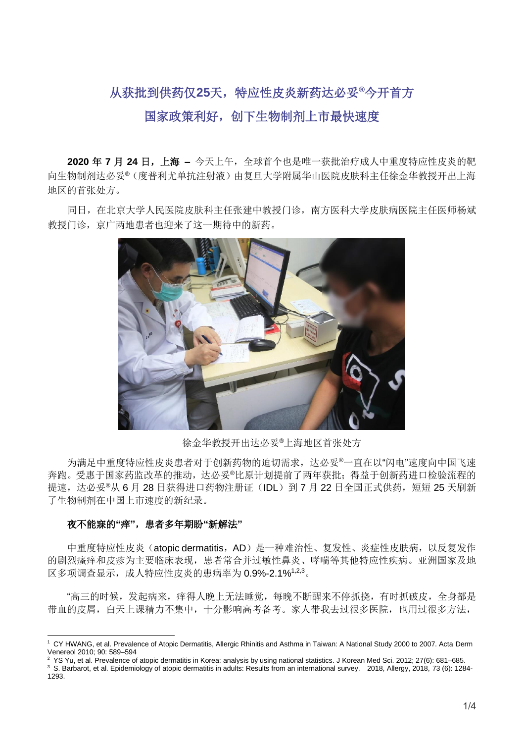# 从获批到供药仅25天，特应性皮炎新药达必妥®今开首方

# 国家政策利好，创下生物制剂上市最快速度

**2020 年 7 月 24 日，上海 –** 今天上午，全球首个也是唯一获批治疗成人中重度特应性皮炎的靶向生物制剂达必妥®（度普利尤单抗注射液）由复旦大学附属华山医院皮肤科主任徐金华教授开出上海地区的首张处方。

同日，在北京大学人民医院皮肤科主任张建中教授门诊，南方医科大学皮肤病医院主任医师杨斌教授门诊，京广两地患者也迎来了这一期待中的新药。

徐金华教授开出达必妥®上海地区首张处方

为满足中重度特应性皮炎患者对于创新药物的迫切需求，达必妥®一直在以"闪电"速度向中国飞速奔跑。受惠于国家药监改革的推动，达必妥®比原计划提前了两年获批；得益于创新药进口检验流程的提速，达必妥®从 6 月 28 日获得进口药物注册证（IDL）到 7 月 22 日全国正式供药，短短 25 天刷新了生物制剂在中国上市速度的新纪录。

**夜不能寐的"痒"，患者多年期盼"新解法"**

中重度特应性皮炎（atopic dermatitis，AD）是一种难治性、复发性、炎症性皮肤病，以反复发作的剧烈瘙痒和皮疹为主要临床表现，患者常合并过敏性鼻炎、哮喘等其他特应性疾病。亚洲国家及地区多项调查显示，成人特应性皮炎的患病率为 0.9%-2.1%[1,2,3]。

"高三的时候，发起病来，痒得人晚上无法睡觉，每晚不断醒来不停抓挠，有时抓破皮，全身都是带血的皮屑，白天上课精力不集中，十分影响高考备考。家人带我去过很多医院，也用过很多方法，

---

1 CY HWANG, et al. Prevalence of Atopic Dermatitis, Allergic Rhinitis and Asthma in Taiwan: A National Study 2000 to 2007. Acta Derm Venereol 2010; 90: 589–594

2 YS Yu, et al. Prevalence of atopic dermatitis in Korea: analysis by using national statistics. J Korean Med Sci. 2012; 27(6): 681–685.

3 S. Barbarot, et al. Epidemiology of atopic dermatitis in adults: Results from an international survey. 2018, Allergy, 2018, 73 (6): 1284-1293.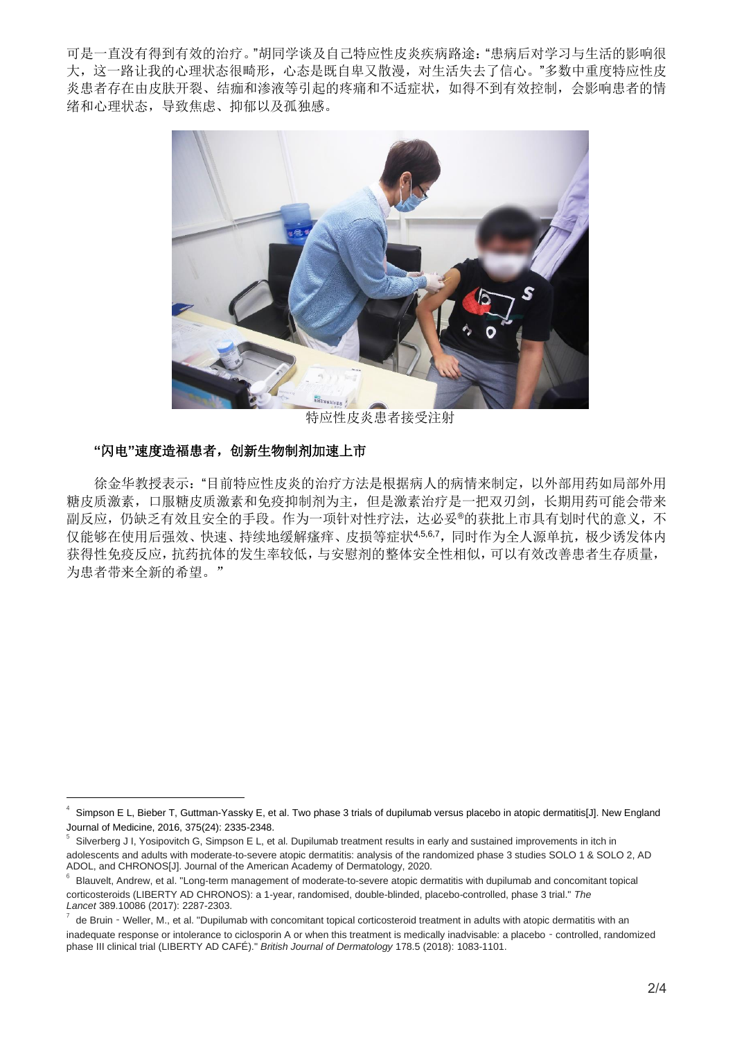可是一直没有得到有效的治疗。"胡同学谈及自己特应性皮炎疾病路途："患病后对学习与生活的影响很大，这一路让我的心理状态很畸形，心态是既自卑又散漫，对生活失去了信心。"多数中重度特应性皮炎患者存在由皮肤开裂、结痂和渗液等引起的疼痛和不适症状，如得不到有效控制，会影响患者的情绪和心理状态，导致焦虑、抑郁以及孤独感。

特应性皮炎患者接受注射

**"闪电"速度造福患者，创新生物制剂加速上市**

徐金华教授表示："目前特应性皮炎的治疗方法是根据病人的病情来制定，以外部用药如局部外用糖皮质激素，口服糖皮质激素和免疫抑制剂为主，但是激素治疗是一把双刃剑，长期用药可能会带来副反应，仍缺乏有效且安全的手段。作为一项针对性疗法，达必妥®的获批上市具有划时代的意义，不仅能够在使用后强效、快速、持续地缓解瘙痒、皮损等症状[4,5,6,7]，同时作为全人源单抗，极少诱发体内获得性免疫反应，抗药抗体的发生率较低，与安慰剂的整体安全性相似，可以有效改善患者生存质量，为患者带来全新的希望。"

---

[4] Simpson E L, Bieber T, Guttman-Yassky E, et al. Two phase 3 trials of dupilumab versus placebo in atopic dermatitis[J]. New England Journal of Medicine, 2016, 375(24): 2335-2348.

[5] Silverberg J I, Yosipovitch G, Simpson E L, et al. Dupilumab treatment results in early and sustained improvements in itch in adolescents and adults with moderate-to-severe atopic dermatitis: analysis of the randomized phase 3 studies SOLO 1 & SOLO 2, AD ADOL, and CHRONOS[J]. Journal of the American Academy of Dermatology, 2020.

[6] Blauvelt, Andrew, et al. "Long-term management of moderate-to-severe atopic dermatitis with dupilumab and concomitant topical corticosteroids (LIBERTY AD CHRONOS): a 1-year, randomised, double-blinded, placebo-controlled, phase 3 trial." *The Lancet* 389.10086 (2017): 2287-2303.

[7] de Bruin‐Weller, M., et al. "Dupilumab with concomitant topical corticosteroid treatment in adults with atopic dermatitis with an inadequate response or intolerance to ciclosporin A or when this treatment is medically inadvisable: a placebo‐controlled, randomized phase III clinical trial (LIBERTY AD CAFÉ)." *British Journal of Dermatology* 178.5 (2018): 1083-1101.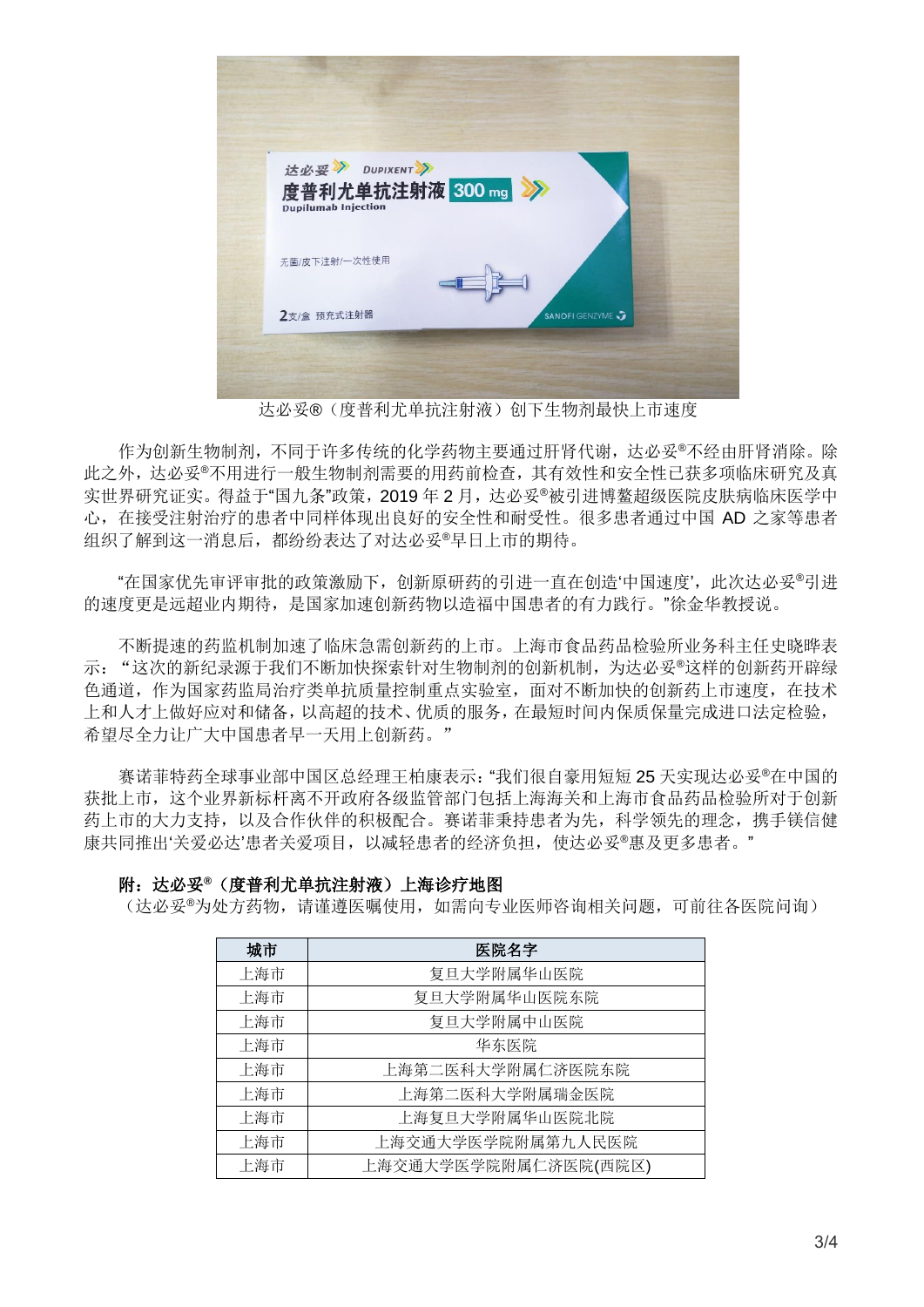达必妥®（度普利尤单抗注射液）创下生物剂最快上市速度

作为创新生物制剂，不同于许多传统的化学药物主要通过肝肾代谢，达必妥®不经由肝肾消除。除此之外，达必妥®不用进行一般生物制剂需要的用药前检查，其有效性和安全性已获多项临床研究及真实世界研究证实。得益于"国九条"政策，2019 年 2 月，达必妥®被引进博鳌超级医院皮肤病临床医学中心，在接受注射治疗的患者中同样体现出良好的安全性和耐受性。很多患者通过中国 AD 之家等患者组织了解到这一消息后，都纷纷表达了对达必妥®早日上市的期待。

"在国家优先审评审批的政策激励下，创新原研药的引进一直在创造'中国速度'，此次达必妥®引进的速度更是远超业内期待，是国家加速创新药物以造福中国患者的有力践行。"徐金华教授说。

不断提速的药监机制加速了临床急需创新药的上市。上海市食品药品检验所业务科主任史晓晔表示："这次的新纪录源于我们不断加快探索针对生物制剂的创新机制，为达必妥®这样的创新药开辟绿色通道，作为国家药监局治疗类单抗质量控制重点实验室，面对不断加快的创新药上市速度，在技术上和人才上做好应对和储备，以高超的技术、优质的服务，在最短时间内保质保量完成进口法定检验，希望尽全力让广大中国患者早一天用上创新药。"

赛诺菲特药全球事业部中国区总经理王柏康表示："我们很自豪用短短 25 天实现达必妥®在中国的获批上市，这个业界新标杆离不开政府各级监管部门包括上海海关和上海市食品药品检验所对于创新药上市的大力支持，以及合作伙伴的积极配合。赛诺菲秉持患者为先，科学领先的理念，携手镁信健康共同推出'关爱必达'患者关爱项目，以减轻患者的经济负担，使达必妥®惠及更多患者。"

**附：达必妥®（度普利尤单抗注射液）上海诊疗地图**

（达必妥®为处方药物，请谨遵医嘱使用，如需向专业医师咨询相关问题，可前往各医院问询）

| 城市 | 医院名字 |
|---|---|
| 上海市 | 复旦大学附属华山医院 |
| 上海市 | 复旦大学附属华山医院东院 |
| 上海市 | 复旦大学附属中山医院 |
| 上海市 | 华东医院 |
| 上海市 | 上海第二医科大学附属仁济医院东院 |
| 上海市 | 上海第二医科大学附属瑞金医院 |
| 上海市 | 上海复旦大学附属华山医院北院 |
| 上海市 | 上海交通大学医学院附属第九人民医院 |
| 上海市 | 上海交通大学医学院附属仁济医院(西院区) |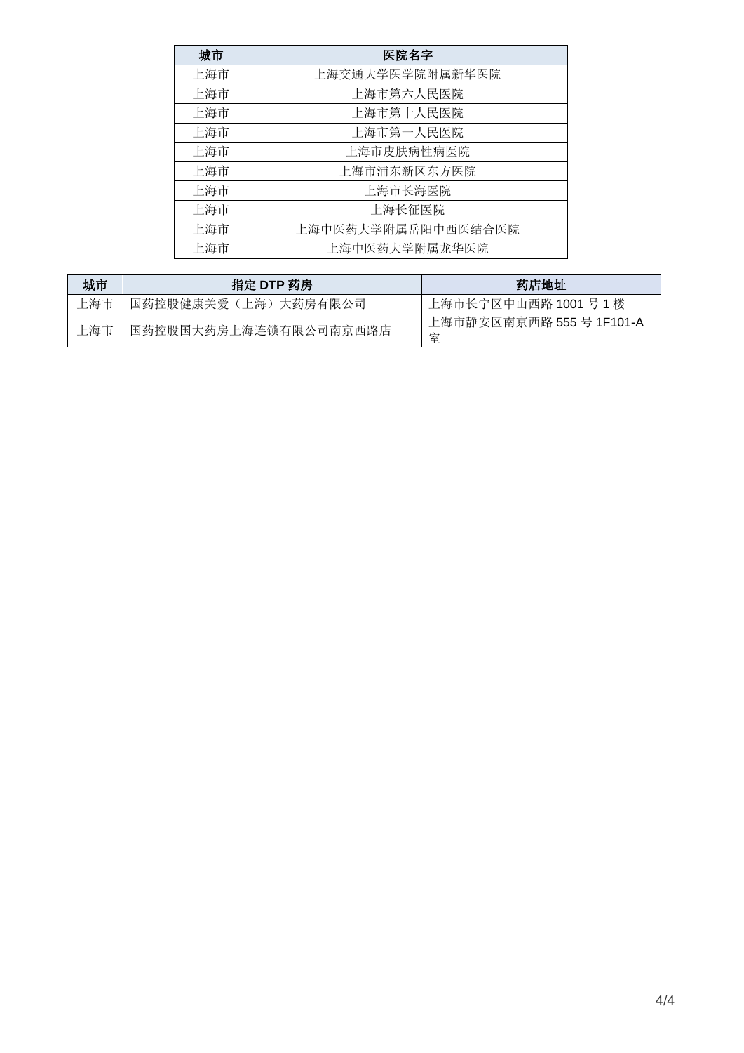| 城市 | 医院名字 |
| --- | --- |
| 上海市 | 上海交通大学医学院附属新华医院 |
| 上海市 | 上海市第六人民医院 |
| 上海市 | 上海市第十人民医院 |
| 上海市 | 上海市第一人民医院 |
| 上海市 | 上海市皮肤病性病医院 |
| 上海市 | 上海市浦东新区东方医院 |
| 上海市 | 上海市长海医院 |
| 上海市 | 上海长征医院 |
| 上海市 | 上海中医药大学附属岳阳中西医结合医院 |
| 上海市 | 上海中医药大学附属龙华医院 |

| 城市 | 指定 DTP 药房 | 药店地址 |
| --- | --- | --- |
| 上海市 | 国药控股健康关爱（上海）大药房有限公司 | 上海市长宁区中山西路 1001 号 1 楼 |
| 上海市 | 国药控股国大药房上海连锁有限公司南京西路店 | 上海市静安区南京西路 555 号 1F101-A 室 |